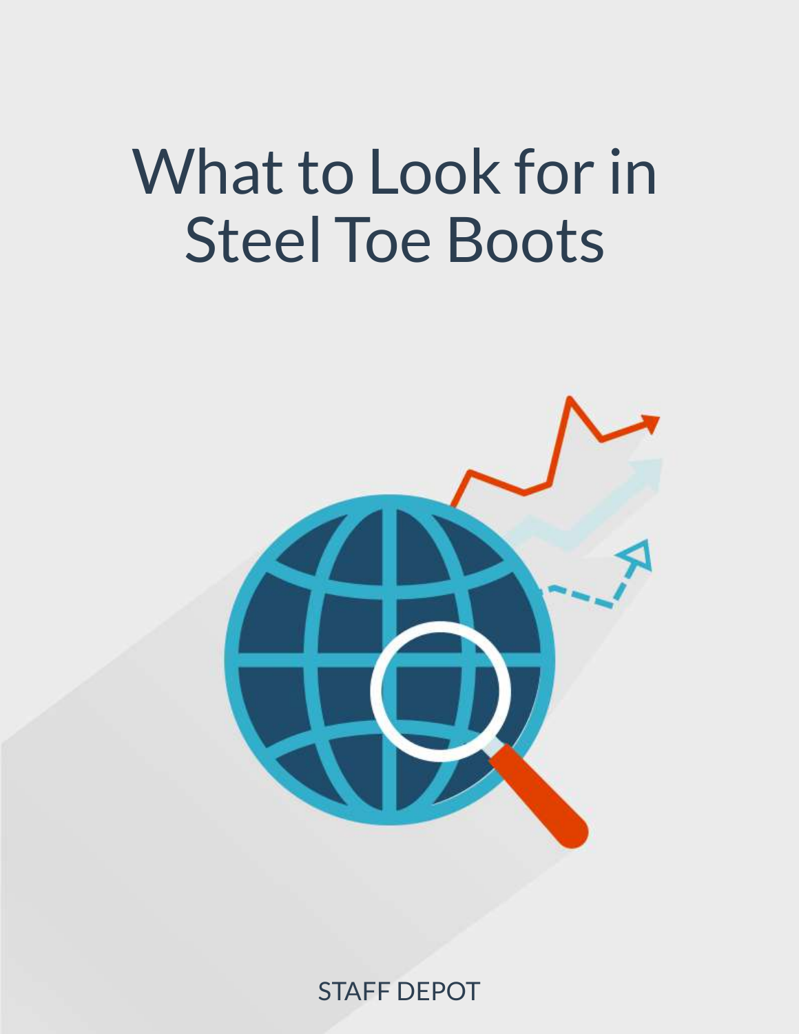# What to Look for in Steel Toe Boots

STAFF DEPOT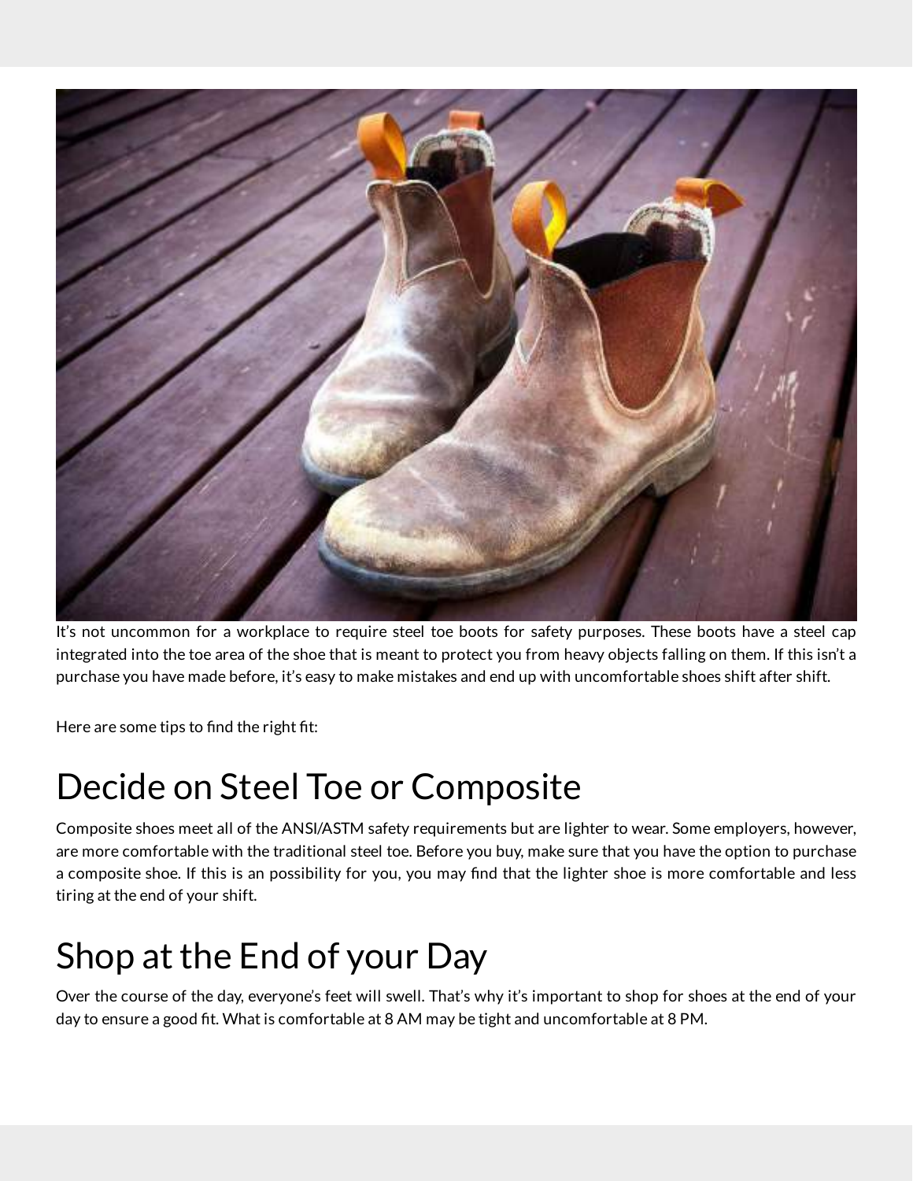It's not uncommon for a workplace to require steel toe boots for safety purposes. These boots have a steel cap integrated into the toe area of the shoe that is meant to protect you from heavy objects falling on them. If this isn't a purchase you have made before, it's easy to make mistakes and end up with uncomfortable shoes shift after shift.

Here are some tips to find the right fit:

# Decide on Steel Toe or Composite

Composite shoes meet all of the ANSI/ASTM safety requirements but are lighter to wear. Some employers, however, are more comfortable with the traditional steel toe. Before you buy, make sure that you have the option to purchase a composite shoe. If this is an possibility for you, you may find that the lighter shoe is more comfortable and less tiring at the end of your shift.

# Shop at the End of your Day

Over the course of the day, everyone's feet will swell. That's why it's important to shop for shoes at the end of your day to ensure a good fit. What is comfortable at 8 AM may be tight and uncomfortable at 8 PM.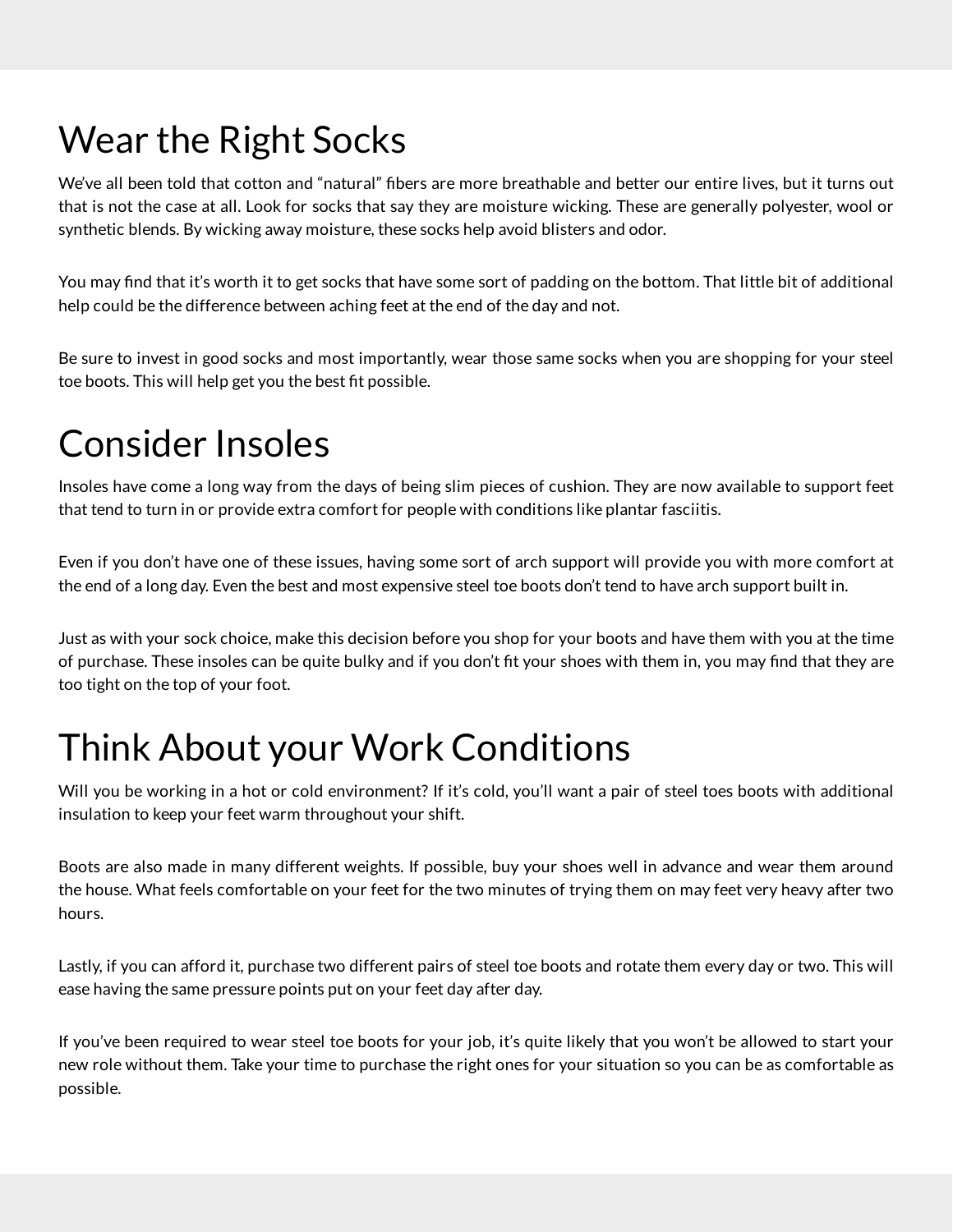# Wear the Right Socks

We've all been told that cotton and "natural" fibers are more breathable and better our entire lives, but it turns out that is not the case at all. Look for socks that say they are moisture wicking. These are generally polyester, wool or synthetic blends. By wicking away moisture, these socks help avoid blisters and odor.

You may find that it's worth it to get socks that have some sort of padding on the bottom. That little bit of additional help could be the difference between aching feet at the end of the day and not.

Be sure to invest in good socks and most importantly, wear those same socks when you are shopping for your steel toe boots. This will help get you the best fit possible.

# Consider Insoles

Insoles have come a long way from the days of being slim pieces of cushion. They are now available to support feet that tend to turn in or provide extra comfort for people with conditions like plantar fasciitis.

Even if you don't have one of these issues, having some sort of arch support will provide you with more comfort at the end of a long day. Even the best and most expensive steel toe boots don't tend to have arch support built in.

Just as with your sock choice, make this decision before you shop for your boots and have them with you at the time of purchase. These insoles can be quite bulky and if you don't fit your shoes with them in, you may find that they are too tight on the top of your foot.

# Think About your Work Conditions

Will you be working in a hot or cold environment? If it's cold, you'll want a pair of steel toes boots with additional insulation to keep your feet warm throughout your shift.

Boots are also made in many different weights. If possible, buy your shoes well in advance and wear them around the house. What feels comfortable on your feet for the two minutes of trying them on may feet very heavy after two hours.

Lastly, if you can afford it, purchase two different pairs of steel toe boots and rotate them every day or two. This will ease having the same pressure points put on your feet day after day.

If you've been required to wear steel toe boots for your job, it's quite likely that you won't be allowed to start your new role without them. Take your time to purchase the right ones for your situation so you can be as comfortable as possible.